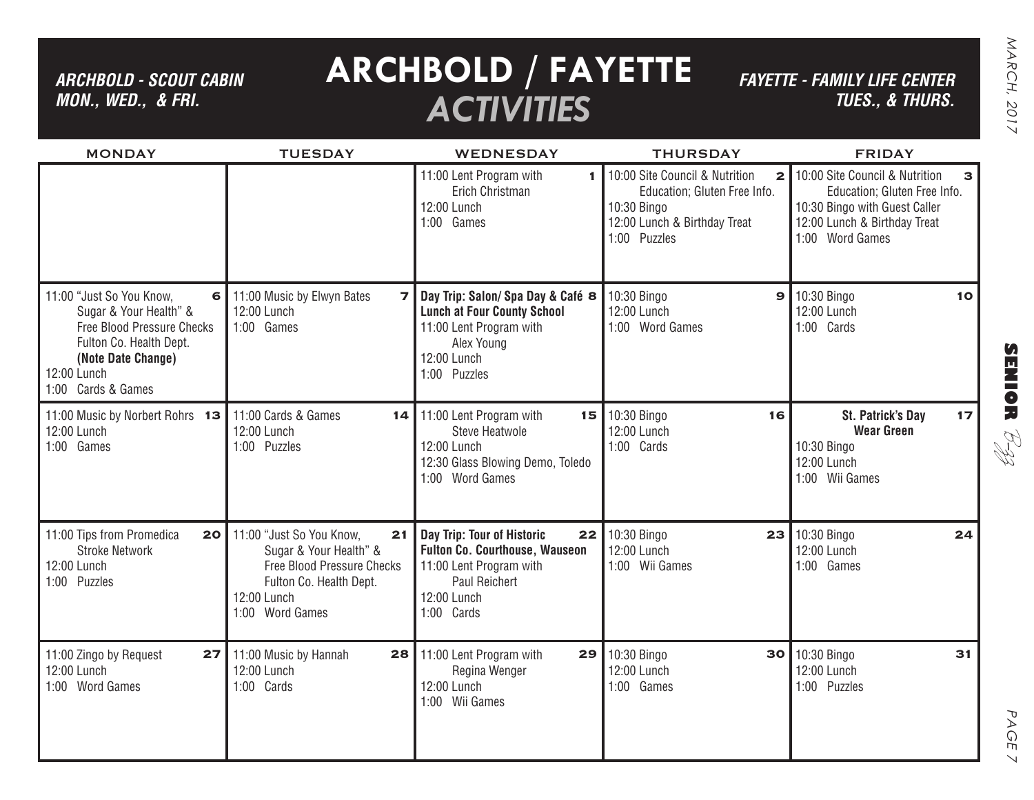# ARCHBOLD / FAYETTE *ACTIVITIES*

***ARCHBOLD - SCOUT CABIN MON., WED., & FRI.***

***FAYETTE - FAMILY LIFE CENTER TUES., & THURS.***

| MONDAY | TUESDAY | WEDNESDAY | THURSDAY | FRIDAY |
|---|---|---|---|---|
| | | **1** 11:00 Lent Program with Erich Christman<br>12:00 Lunch<br>1:00 Games | **2** 10:00 Site Council & Nutrition Education; Gluten Free Info.<br>10:30 Bingo<br>12:00 Lunch & Birthday Treat<br>1:00 Puzzles | **3** 10:00 Site Council & Nutrition Education; Gluten Free Info.<br>10:30 Bingo with Guest Caller<br>12:00 Lunch & Birthday Treat<br>1:00 Word Games |
| **6** 11:00 "Just So You Know, Sugar & Your Health" & Free Blood Pressure Checks Fulton Co. Health Dept. **(Note Date Change)**<br>12:00 Lunch<br>1:00 Cards & Games | **7** 11:00 Music by Elwyn Bates<br>12:00 Lunch<br>1:00 Games | **8** **Day Trip: Salon/ Spa Day & Café Lunch at Four County School**<br>11:00 Lent Program with Alex Young<br>12:00 Lunch<br>1:00 Puzzles | **9** 10:30 Bingo<br>12:00 Lunch<br>1:00 Word Games | **10** 10:30 Bingo<br>12:00 Lunch<br>1:00 Cards |
| **13** 11:00 Music by Norbert Rohrs<br>12:00 Lunch<br>1:00 Games | **14** 11:00 Cards & Games<br>12:00 Lunch<br>1:00 Puzzles | **15** 11:00 Lent Program with Steve Heatwole<br>12:00 Lunch<br>12:30 Glass Blowing Demo, Toledo<br>1:00 Word Games | **16** 10:30 Bingo<br>12:00 Lunch<br>1:00 Cards | **17** **St. Patrick's Day Wear Green**<br>10:30 Bingo<br>12:00 Lunch<br>1:00 Wii Games |
| **20** 11:00 Tips from Promedica Stroke Network<br>12:00 Lunch<br>1:00 Puzzles | **21** 11:00 "Just So You Know, Sugar & Your Health" & Free Blood Pressure Checks Fulton Co. Health Dept.<br>12:00 Lunch<br>1:00 Word Games | **22** **Day Trip: Tour of Historic Fulton Co. Courthouse, Wauseon**<br>11:00 Lent Program with Paul Reichert<br>12:00 Lunch<br>1:00 Cards | **23** 10:30 Bingo<br>12:00 Lunch<br>1:00 Wii Games | **24** 10:30 Bingo<br>12:00 Lunch<br>1:00 Games |
| **27** 11:00 Zingo by Request<br>12:00 Lunch<br>1:00 Word Games | **28** 11:00 Music by Hannah<br>12:00 Lunch<br>1:00 Cards | **29** 11:00 Lent Program with Regina Wenger<br>12:00 Lunch<br>1:00 Wii Games | **30** 10:30 Bingo<br>12:00 Lunch<br>1:00 Games | **31** 10:30 Bingo<br>12:00 Lunch<br>1:00 Puzzles |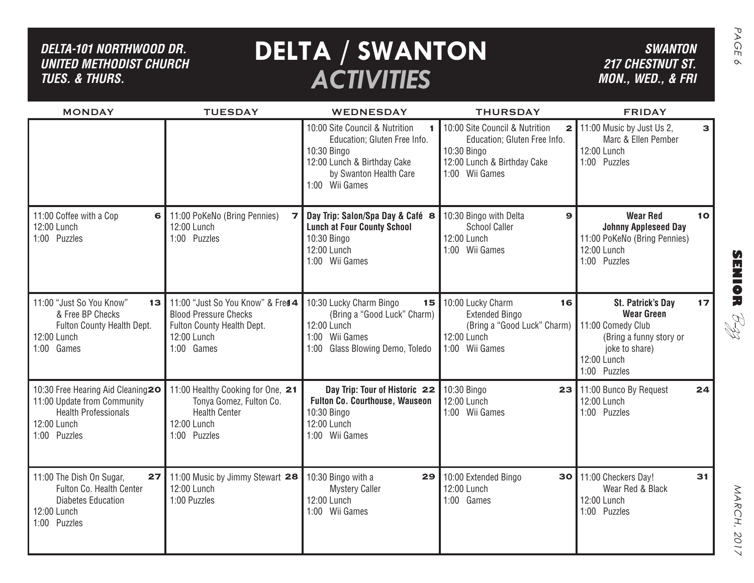# DELTA / SWANTON ACTIVITIES

***DELTA-101 NORTHWOOD DR. UNITED METHODIST CHURCH TUES. & THURS.***

***SWANTON 217 CHESTNUT ST. MON., WED., & FRI***

| MONDAY | TUESDAY | WEDNESDAY | THURSDAY | FRIDAY |
|---|---|---|---|---|
| | | **1** 10:00 Site Council & Nutrition Education; Gluten Free Info. 10:30 Bingo 12:00 Lunch & Birthday Cake by Swanton Health Care 1:00 Wii Games | **2** 10:00 Site Council & Nutrition Education; Gluten Free Info. 10:30 Bingo 12:00 Lunch & Birthday Cake 1:00 Wii Games | **3** 11:00 Music by Just Us 2, Marc & Ellen Pember 12:00 Lunch 1:00 Puzzles |
| **6** 11:00 Coffee with a Cop 12:00 Lunch 1:00 Puzzles | **7** 11:00 PoKeNo (Bring Pennies) 12:00 Lunch 1:00 Puzzles | **8** **Day Trip: Salon/Spa Day & Café Lunch at Four County School** 10:30 Bingo 12:00 Lunch 1:00 Wii Games | **9** 10:30 Bingo with Delta School Caller 12:00 Lunch 1:00 Wii Games | **10** **Wear Red** **Johnny Appleseed Day** 11:00 PoKeNo (Bring Pennies) 12:00 Lunch 1:00 Puzzles |
| **13** 11:00 "Just So You Know" & Free BP Checks Fulton County Health Dept. 12:00 Lunch 1:00 Games | **14** 11:00 "Just So You Know" & Free Blood Pressure Checks Fulton County Health Dept. 12:00 Lunch 1:00 Games | **15** 10:30 Lucky Charm Bingo (Bring a "Good Luck" Charm) 12:00 Lunch 1:00 Wii Games 1:00 Glass Blowing Demo, Toledo | **16** 10:00 Lucky Charm Extended Bingo (Bring a "Good Luck" Charm) 12:00 Lunch 1:00 Wii Games | **17** **St. Patrick's Day** **Wear Green** 11:00 Comedy Club (Bring a funny story or joke to share) 12:00 Lunch 1:00 Puzzles |
| **20** 10:30 Free Hearing Aid Cleaning 11:00 Update from Community Health Professionals 12:00 Lunch 1:00 Puzzles | **21** 11:00 Healthy Cooking for One, Tonya Gomez, Fulton Co. Health Center 12:00 Lunch 1:00 Puzzles | **22** **Day Trip: Tour of Historic Fulton Co. Courthouse, Wauseon** 10:30 Bingo 12:00 Lunch 1:00 Wii Games | **23** 10:30 Bingo 12:00 Lunch 1:00 Wii Games | **24** 11:00 Bunco By Request 12:00 Lunch 1:00 Puzzles |
| **27** 11:00 The Dish On Sugar, Fulton Co. Health Center Diabetes Education 12:00 Lunch 1:00 Puzzles | **28** 11:00 Music by Jimmy Stewart 12:00 Lunch 1:00 Puzzles | **29** 10:30 Bingo with a Mystery Caller 12:00 Lunch 1:00 Wii Games | **30** 10:00 Extended Bingo 12:00 Lunch 1:00 Games | **31** 11:00 Checkers Day! Wear Red & Black 12:00 Lunch 1:00 Puzzles |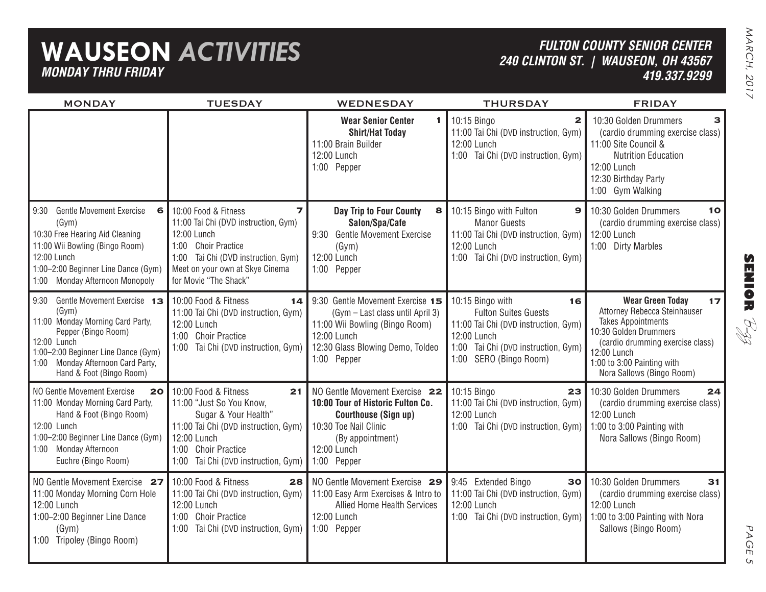# WAUSEON *ACTIVITIES*

***MONDAY THRU FRIDAY***

***FULTON COUNTY SENIOR CENTER***
***240 CLINTON ST. | WAUSEON, OH 43567***
***419.337.9299***

| MONDAY | TUESDAY | WEDNESDAY | THURSDAY | FRIDAY |
|---|---|---|---|---|
| | | **1** **Wear Senior Center Shirt/Hat Today**<br>11:00 Brain Builder<br>12:00 Lunch<br>1:00 Pepper | **2** 10:15 Bingo<br>11:00 Tai Chi (DVD instruction, Gym)<br>12:00 Lunch<br>1:00 Tai Chi (DVD instruction, Gym) | **3** 10:30 Golden Drummers (cardio drumming exercise class)<br>11:00 Site Council & Nutrition Education<br>12:00 Lunch<br>12:30 Birthday Party<br>1:00 Gym Walking |
| **6** 9:30 Gentle Movement Exercise (Gym)<br>10:30 Free Hearing Aid Cleaning<br>11:00 Wii Bowling (Bingo Room)<br>12:00 Lunch<br>1:00–2:00 Beginner Line Dance (Gym)<br>1:00 Monday Afternoon Monopoly | **7** 10:00 Food & Fitness<br>11:00 Tai Chi (DVD instruction, Gym)<br>12:00 Lunch<br>1:00 Choir Practice<br>1:00 Tai Chi (DVD instruction, Gym)<br>Meet on your own at Skye Cinema for Movie "The Shack" | **8** **Day Trip to Four County Salon/Spa/Cafe**<br>9:30 Gentle Movement Exercise (Gym)<br>12:00 Lunch<br>1:00 Pepper | **9** 10:15 Bingo with Fulton Manor Guests<br>11:00 Tai Chi (DVD instruction, Gym)<br>12:00 Lunch<br>1:00 Tai Chi (DVD instruction, Gym) | **10** 10:30 Golden Drummers (cardio drumming exercise class)<br>12:00 Lunch<br>1:00 Dirty Marbles |
| **13** 9:30 Gentle Movement Exercise (Gym)<br>11:00 Monday Morning Card Party, Pepper (Bingo Room)<br>12:00 Lunch<br>1:00–2:00 Beginner Line Dance (Gym)<br>1:00 Monday Afternoon Card Party, Hand & Foot (Bingo Room) | **14** 10:00 Food & Fitness<br>11:00 Tai Chi (DVD instruction, Gym)<br>12:00 Lunch<br>1:00 Choir Practice<br>1:00 Tai Chi (DVD instruction, Gym) | **15** 9:30 Gentle Movement Exercise (Gym – Last class until April 3)<br>11:00 Wii Bowling (Bingo Room)<br>12:00 Lunch<br>12:30 Glass Blowing Demo, Toldeo<br>1:00 Pepper | **16** 10:15 Bingo with Fulton Suites Guests<br>11:00 Tai Chi (DVD instruction, Gym)<br>12:00 Lunch<br>1:00 Tai Chi (DVD instruction, Gym)<br>1:00 SERO (Bingo Room) | **17** **Wear Green Today**<br>Attorney Rebecca Steinhauser Takes Appointments<br>10:30 Golden Drummers (cardio drumming exercise class)<br>12:00 Lunch<br>1:00 to 3:00 Painting with Nora Sallows (Bingo Room) |
| **20** NO Gentle Movement Exercise<br>11:00 Monday Morning Card Party, Hand & Foot (Bingo Room)<br>12:00 Lunch<br>1:00–2:00 Beginner Line Dance (Gym)<br>1:00 Monday Afternoon Euchre (Bingo Room) | **21** 10:00 Food & Fitness<br>11:00 "Just So You Know, Sugar & Your Health"<br>11:00 Tai Chi (DVD instruction, Gym)<br>12:00 Lunch<br>1:00 Choir Practice<br>1:00 Tai Chi (DVD instruction, Gym) | **22** NO Gentle Movement Exercise<br>**10:00 Tour of Historic Fulton Co. Courthouse (Sign up)**<br>10:30 Toe Nail Clinic (By appointment)<br>12:00 Lunch<br>1:00 Pepper | **23** 10:15 Bingo<br>11:00 Tai Chi (DVD instruction, Gym)<br>12:00 Lunch<br>1:00 Tai Chi (DVD instruction, Gym) | **24** 10:30 Golden Drummers (cardio drumming exercise class)<br>12:00 Lunch<br>1:00 to 3:00 Painting with Nora Sallows (Bingo Room) |
| **27** NO Gentle Movement Exercise<br>11:00 Monday Morning Corn Hole<br>12:00 Lunch<br>1:00–2:00 Beginner Line Dance (Gym)<br>1:00 Tripoley (Bingo Room) | **28** 10:00 Food & Fitness<br>11:00 Tai Chi (DVD instruction, Gym)<br>12:00 Lunch<br>1:00 Choir Practice<br>1:00 Tai Chi (DVD instruction, Gym) | **29** NO Gentle Movement Exercise<br>11:00 Easy Arm Exercises & Intro to Allied Home Health Services<br>12:00 Lunch<br>1:00 Pepper | **30** 9:45 Extended Bingo<br>11:00 Tai Chi (DVD instruction, Gym)<br>12:00 Lunch<br>1:00 Tai Chi (DVD instruction, Gym) | **31** 10:30 Golden Drummers (cardio drumming exercise class)<br>12:00 Lunch<br>1:00 to 3:00 Painting with Nora Sallows (Bingo Room) |